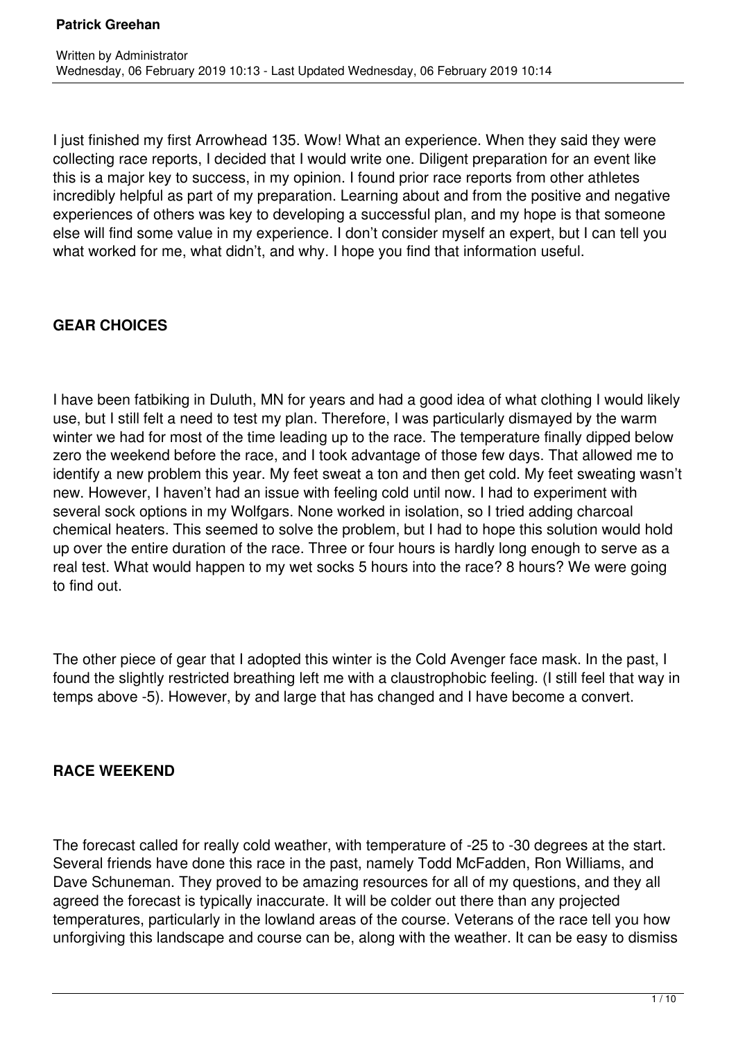# Patrick Greehan

Written by Administrator
Wednesday, 06 February 2019 10:13 - Last Updated Wednesday, 06 February 2019 10:14

I just finished my first Arrowhead 135. Wow! What an experience. When they said they were collecting race reports, I decided that I would write one. Diligent preparation for an event like this is a major key to success, in my opinion. I found prior race reports from other athletes incredibly helpful as part of my preparation. Learning about and from the positive and negative experiences of others was key to developing a successful plan, and my hope is that someone else will find some value in my experience. I don't consider myself an expert, but I can tell you what worked for me, what didn't, and why. I hope you find that information useful.

## GEAR CHOICES

I have been fatbiking in Duluth, MN for years and had a good idea of what clothing I would likely use, but I still felt a need to test my plan. Therefore, I was particularly dismayed by the warm winter we had for most of the time leading up to the race. The temperature finally dipped below zero the weekend before the race, and I took advantage of those few days. That allowed me to identify a new problem this year. My feet sweat a ton and then get cold. My feet sweating wasn't new. However, I haven't had an issue with feeling cold until now. I had to experiment with several sock options in my Wolfgars. None worked in isolation, so I tried adding charcoal chemical heaters. This seemed to solve the problem, but I had to hope this solution would hold up over the entire duration of the race. Three or four hours is hardly long enough to serve as a real test. What would happen to my wet socks 5 hours into the race? 8 hours? We were going to find out.

The other piece of gear that I adopted this winter is the Cold Avenger face mask. In the past, I found the slightly restricted breathing left me with a claustrophobic feeling. (I still feel that way in temps above -5). However, by and large that has changed and I have become a convert.

## RACE WEEKEND

The forecast called for really cold weather, with temperature of -25 to -30 degrees at the start. Several friends have done this race in the past, namely Todd McFadden, Ron Williams, and Dave Schuneman. They proved to be amazing resources for all of my questions, and they all agreed the forecast is typically inaccurate. It will be colder out there than any projected temperatures, particularly in the lowland areas of the course. Veterans of the race tell you how unforgiving this landscape and course can be, along with the weather. It can be easy to dismiss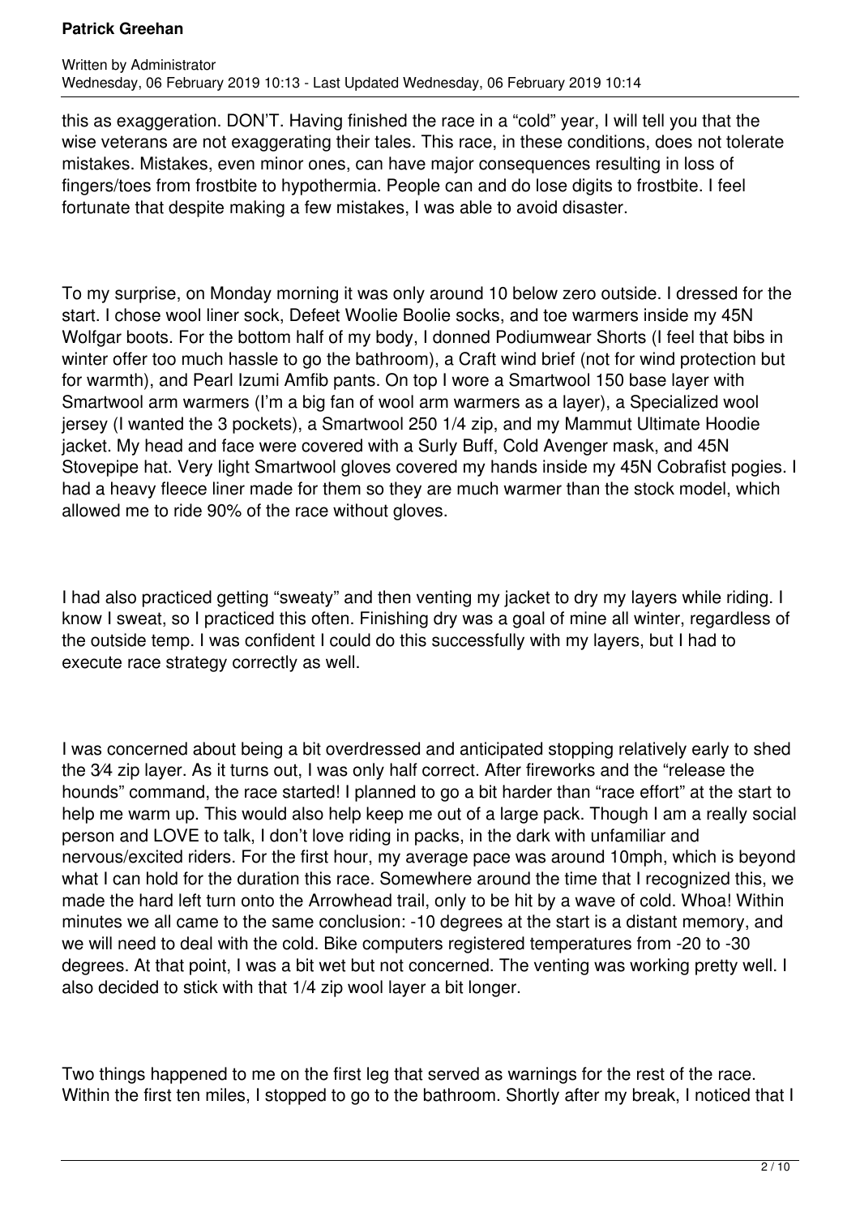this as exaggeration. DON'T. Having finished the race in a "cold" year, I will tell you that the wise veterans are not exaggerating their tales. This race, in these conditions, does not tolerate mistakes. Mistakes, even minor ones, can have major consequences resulting in loss of fingers/toes from frostbite to hypothermia. People can and do lose digits to frostbite. I feel fortunate that despite making a few mistakes, I was able to avoid disaster.

To my surprise, on Monday morning it was only around 10 below zero outside. I dressed for the start. I chose wool liner sock, Defeet Woolie Boolie socks, and toe warmers inside my 45N Wolfgar boots. For the bottom half of my body, I donned Podiumwear Shorts (I feel that bibs in winter offer too much hassle to go the bathroom), a Craft wind brief (not for wind protection but for warmth), and Pearl Izumi Amfib pants. On top I wore a Smartwool 150 base layer with Smartwool arm warmers (I'm a big fan of wool arm warmers as a layer), a Specialized wool jersey (I wanted the 3 pockets), a Smartwool 250 1/4 zip, and my Mammut Ultimate Hoodie jacket. My head and face were covered with a Surly Buff, Cold Avenger mask, and 45N Stovepipe hat. Very light Smartwool gloves covered my hands inside my 45N Cobrafist pogies. I had a heavy fleece liner made for them so they are much warmer than the stock model, which allowed me to ride 90% of the race without gloves.

I had also practiced getting "sweaty" and then venting my jacket to dry my layers while riding. I know I sweat, so I practiced this often. Finishing dry was a goal of mine all winter, regardless of the outside temp. I was confident I could do this successfully with my layers, but I had to execute race strategy correctly as well.

I was concerned about being a bit overdressed and anticipated stopping relatively early to shed the 3⁄4 zip layer. As it turns out, I was only half correct. After fireworks and the "release the hounds" command, the race started! I planned to go a bit harder than "race effort" at the start to help me warm up. This would also help keep me out of a large pack. Though I am a really social person and LOVE to talk, I don't love riding in packs, in the dark with unfamiliar and nervous/excited riders. For the first hour, my average pace was around 10mph, which is beyond what I can hold for the duration this race. Somewhere around the time that I recognized this, we made the hard left turn onto the Arrowhead trail, only to be hit by a wave of cold. Whoa! Within minutes we all came to the same conclusion: -10 degrees at the start is a distant memory, and we will need to deal with the cold. Bike computers registered temperatures from -20 to -30 degrees. At that point, I was a bit wet but not concerned. The venting was working pretty well. I also decided to stick with that 1/4 zip wool layer a bit longer.

Two things happened to me on the first leg that served as warnings for the rest of the race. Within the first ten miles, I stopped to go to the bathroom. Shortly after my break, I noticed that I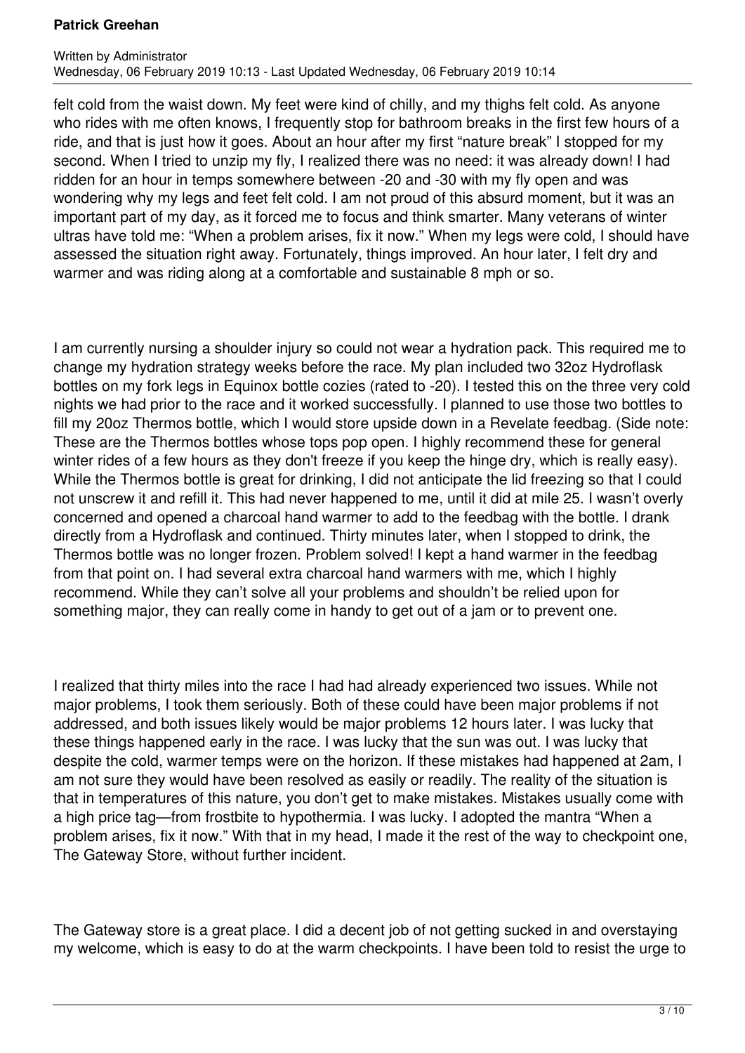felt cold from the waist down. My feet were kind of chilly, and my thighs felt cold. As anyone who rides with me often knows, I frequently stop for bathroom breaks in the first few hours of a ride, and that is just how it goes. About an hour after my first "nature break" I stopped for my second. When I tried to unzip my fly, I realized there was no need: it was already down! I had ridden for an hour in temps somewhere between -20 and -30 with my fly open and was wondering why my legs and feet felt cold. I am not proud of this absurd moment, but it was an important part of my day, as it forced me to focus and think smarter. Many veterans of winter ultras have told me: "When a problem arises, fix it now." When my legs were cold, I should have assessed the situation right away. Fortunately, things improved. An hour later, I felt dry and warmer and was riding along at a comfortable and sustainable 8 mph or so.

I am currently nursing a shoulder injury so could not wear a hydration pack. This required me to change my hydration strategy weeks before the race. My plan included two 32oz Hydroflask bottles on my fork legs in Equinox bottle cozies (rated to -20). I tested this on the three very cold nights we had prior to the race and it worked successfully. I planned to use those two bottles to fill my 20oz Thermos bottle, which I would store upside down in a Revelate feedbag. (Side note: These are the Thermos bottles whose tops pop open. I highly recommend these for general winter rides of a few hours as they don't freeze if you keep the hinge dry, which is really easy). While the Thermos bottle is great for drinking, I did not anticipate the lid freezing so that I could not unscrew it and refill it. This had never happened to me, until it did at mile 25. I wasn't overly concerned and opened a charcoal hand warmer to add to the feedbag with the bottle. I drank directly from a Hydroflask and continued. Thirty minutes later, when I stopped to drink, the Thermos bottle was no longer frozen. Problem solved! I kept a hand warmer in the feedbag from that point on. I had several extra charcoal hand warmers with me, which I highly recommend. While they can't solve all your problems and shouldn't be relied upon for something major, they can really come in handy to get out of a jam or to prevent one.

I realized that thirty miles into the race I had had already experienced two issues. While not major problems, I took them seriously. Both of these could have been major problems if not addressed, and both issues likely would be major problems 12 hours later. I was lucky that these things happened early in the race. I was lucky that the sun was out. I was lucky that despite the cold, warmer temps were on the horizon. If these mistakes had happened at 2am, I am not sure they would have been resolved as easily or readily. The reality of the situation is that in temperatures of this nature, you don't get to make mistakes. Mistakes usually come with a high price tag—from frostbite to hypothermia. I was lucky. I adopted the mantra "When a problem arises, fix it now." With that in my head, I made it the rest of the way to checkpoint one, The Gateway Store, without further incident.

The Gateway store is a great place. I did a decent job of not getting sucked in and overstaying my welcome, which is easy to do at the warm checkpoints. I have been told to resist the urge to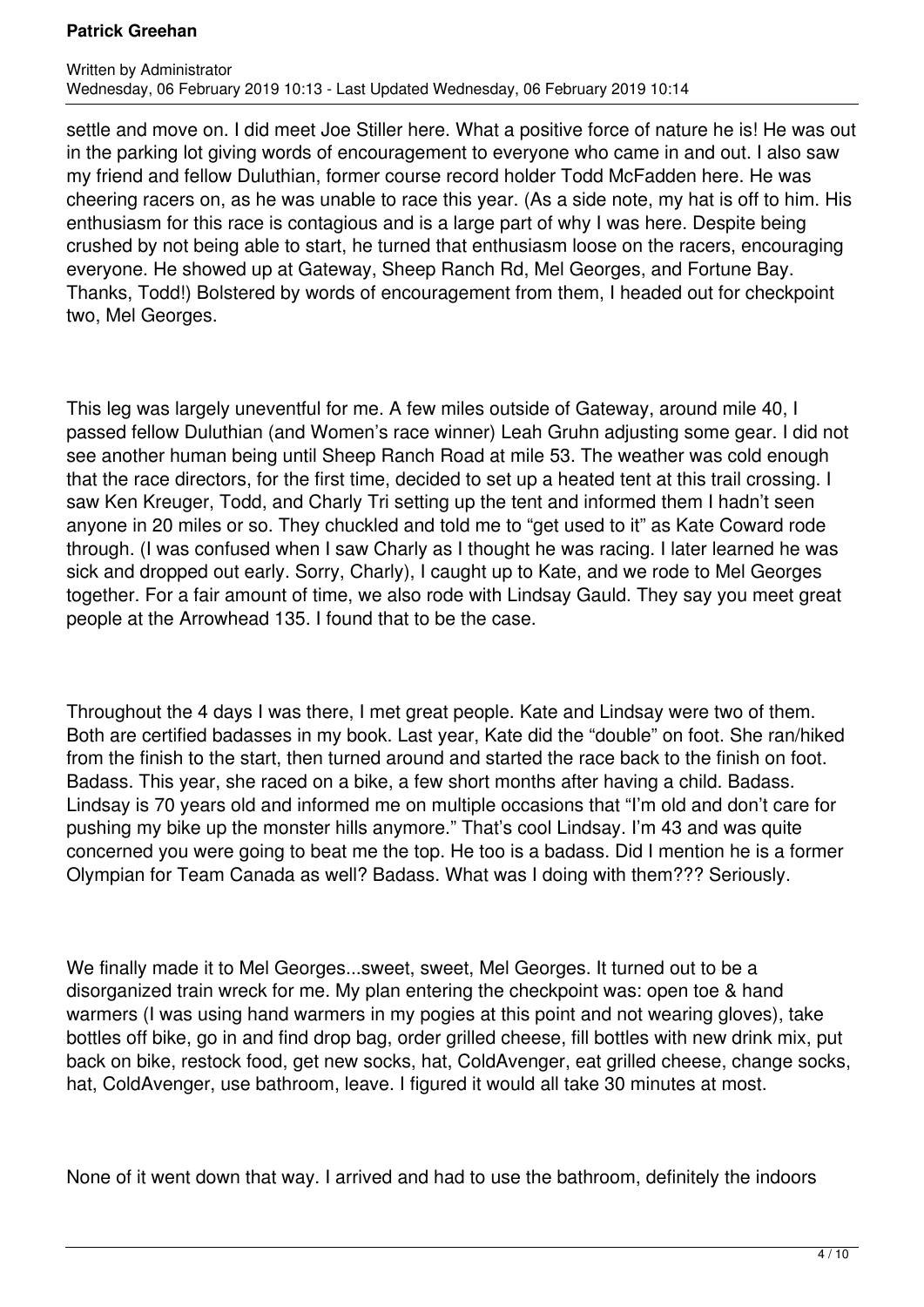settle and move on. I did meet Joe Stiller here. What a positive force of nature he is! He was out in the parking lot giving words of encouragement to everyone who came in and out. I also saw my friend and fellow Duluthian, former course record holder Todd McFadden here. He was cheering racers on, as he was unable to race this year. (As a side note, my hat is off to him. His enthusiasm for this race is contagious and is a large part of why I was here. Despite being crushed by not being able to start, he turned that enthusiasm loose on the racers, encouraging everyone. He showed up at Gateway, Sheep Ranch Rd, Mel Georges, and Fortune Bay. Thanks, Todd!) Bolstered by words of encouragement from them, I headed out for checkpoint two, Mel Georges.

This leg was largely uneventful for me. A few miles outside of Gateway, around mile 40, I passed fellow Duluthian (and Women's race winner) Leah Gruhn adjusting some gear. I did not see another human being until Sheep Ranch Road at mile 53. The weather was cold enough that the race directors, for the first time, decided to set up a heated tent at this trail crossing. I saw Ken Kreuger, Todd, and Charly Tri setting up the tent and informed them I hadn't seen anyone in 20 miles or so. They chuckled and told me to "get used to it" as Kate Coward rode through. (I was confused when I saw Charly as I thought he was racing. I later learned he was sick and dropped out early. Sorry, Charly), I caught up to Kate, and we rode to Mel Georges together. For a fair amount of time, we also rode with Lindsay Gauld. They say you meet great people at the Arrowhead 135. I found that to be the case.

Throughout the 4 days I was there, I met great people. Kate and Lindsay were two of them. Both are certified badasses in my book. Last year, Kate did the "double" on foot. She ran/hiked from the finish to the start, then turned around and started the race back to the finish on foot. Badass. This year, she raced on a bike, a few short months after having a child. Badass. Lindsay is 70 years old and informed me on multiple occasions that "I'm old and don't care for pushing my bike up the monster hills anymore." That's cool Lindsay. I'm 43 and was quite concerned you were going to beat me the top. He too is a badass. Did I mention he is a former Olympian for Team Canada as well? Badass. What was I doing with them??? Seriously.

We finally made it to Mel Georges...sweet, sweet, Mel Georges. It turned out to be a disorganized train wreck for me. My plan entering the checkpoint was: open toe & hand warmers (I was using hand warmers in my pogies at this point and not wearing gloves), take bottles off bike, go in and find drop bag, order grilled cheese, fill bottles with new drink mix, put back on bike, restock food, get new socks, hat, ColdAvenger, eat grilled cheese, change socks, hat, ColdAvenger, use bathroom, leave. I figured it would all take 30 minutes at most.

None of it went down that way. I arrived and had to use the bathroom, definitely the indoors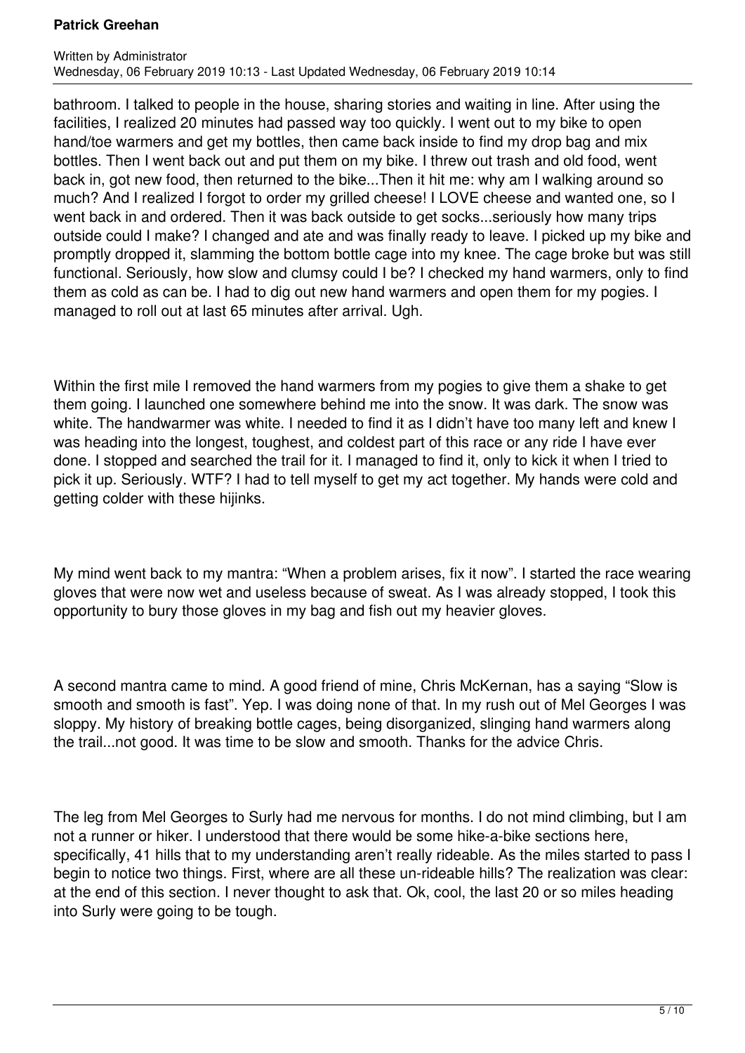bathroom. I talked to people in the house, sharing stories and waiting in line. After using the facilities, I realized 20 minutes had passed way too quickly. I went out to my bike to open hand/toe warmers and get my bottles, then came back inside to find my drop bag and mix bottles. Then I went back out and put them on my bike. I threw out trash and old food, went back in, got new food, then returned to the bike...Then it hit me: why am I walking around so much? And I realized I forgot to order my grilled cheese! I LOVE cheese and wanted one, so I went back in and ordered. Then it was back outside to get socks...seriously how many trips outside could I make? I changed and ate and was finally ready to leave. I picked up my bike and promptly dropped it, slamming the bottom bottle cage into my knee. The cage broke but was still functional. Seriously, how slow and clumsy could I be? I checked my hand warmers, only to find them as cold as can be. I had to dig out new hand warmers and open them for my pogies. I managed to roll out at last 65 minutes after arrival. Ugh.

Within the first mile I removed the hand warmers from my pogies to give them a shake to get them going. I launched one somewhere behind me into the snow. It was dark. The snow was white. The handwarmer was white. I needed to find it as I didn't have too many left and knew I was heading into the longest, toughest, and coldest part of this race or any ride I have ever done. I stopped and searched the trail for it. I managed to find it, only to kick it when I tried to pick it up. Seriously. WTF? I had to tell myself to get my act together. My hands were cold and getting colder with these hijinks.

My mind went back to my mantra: "When a problem arises, fix it now". I started the race wearing gloves that were now wet and useless because of sweat. As I was already stopped, I took this opportunity to bury those gloves in my bag and fish out my heavier gloves.

A second mantra came to mind. A good friend of mine, Chris McKernan, has a saying "Slow is smooth and smooth is fast". Yep. I was doing none of that. In my rush out of Mel Georges I was sloppy. My history of breaking bottle cages, being disorganized, slinging hand warmers along the trail...not good. It was time to be slow and smooth. Thanks for the advice Chris.

The leg from Mel Georges to Surly had me nervous for months. I do not mind climbing, but I am not a runner or hiker. I understood that there would be some hike-a-bike sections here, specifically, 41 hills that to my understanding aren't really rideable. As the miles started to pass I begin to notice two things. First, where are all these un-rideable hills? The realization was clear: at the end of this section. I never thought to ask that. Ok, cool, the last 20 or so miles heading into Surly were going to be tough.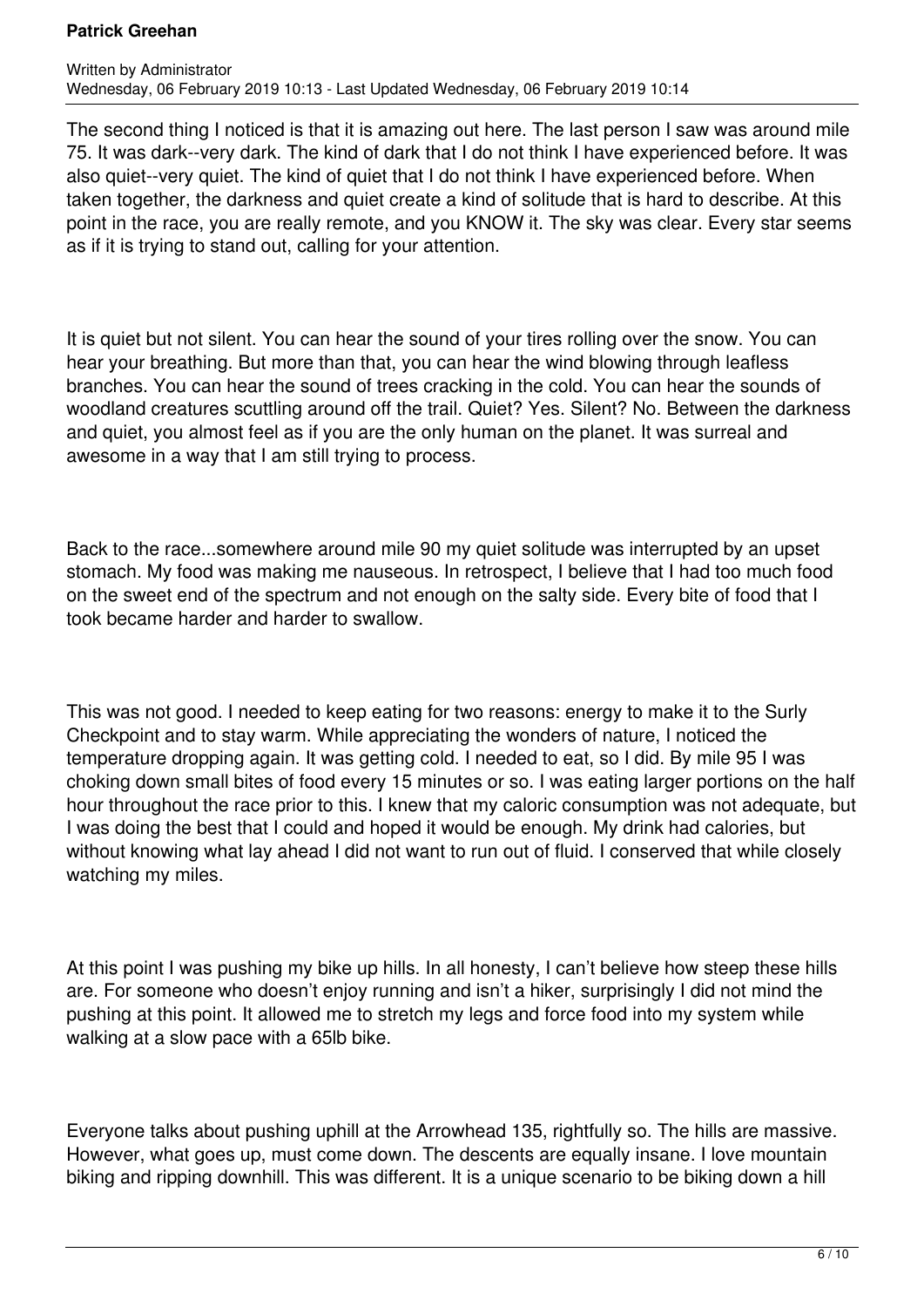The second thing I noticed is that it is amazing out here. The last person I saw was around mile 75. It was dark--very dark. The kind of dark that I do not think I have experienced before. It was also quiet--very quiet. The kind of quiet that I do not think I have experienced before. When taken together, the darkness and quiet create a kind of solitude that is hard to describe. At this point in the race, you are really remote, and you KNOW it. The sky was clear. Every star seems as if it is trying to stand out, calling for your attention.

It is quiet but not silent. You can hear the sound of your tires rolling over the snow. You can hear your breathing. But more than that, you can hear the wind blowing through leafless branches. You can hear the sound of trees cracking in the cold. You can hear the sounds of woodland creatures scuttling around off the trail. Quiet? Yes. Silent? No. Between the darkness and quiet, you almost feel as if you are the only human on the planet. It was surreal and awesome in a way that I am still trying to process.

Back to the race...somewhere around mile 90 my quiet solitude was interrupted by an upset stomach. My food was making me nauseous. In retrospect, I believe that I had too much food on the sweet end of the spectrum and not enough on the salty side. Every bite of food that I took became harder and harder to swallow.

This was not good. I needed to keep eating for two reasons: energy to make it to the Surly Checkpoint and to stay warm. While appreciating the wonders of nature, I noticed the temperature dropping again. It was getting cold. I needed to eat, so I did. By mile 95 I was choking down small bites of food every 15 minutes or so. I was eating larger portions on the half hour throughout the race prior to this. I knew that my caloric consumption was not adequate, but I was doing the best that I could and hoped it would be enough. My drink had calories, but without knowing what lay ahead I did not want to run out of fluid. I conserved that while closely watching my miles.

At this point I was pushing my bike up hills. In all honesty, I can't believe how steep these hills are. For someone who doesn't enjoy running and isn't a hiker, surprisingly I did not mind the pushing at this point. It allowed me to stretch my legs and force food into my system while walking at a slow pace with a 65lb bike.

Everyone talks about pushing uphill at the Arrowhead 135, rightfully so. The hills are massive. However, what goes up, must come down. The descents are equally insane. I love mountain biking and ripping downhill. This was different. It is a unique scenario to be biking down a hill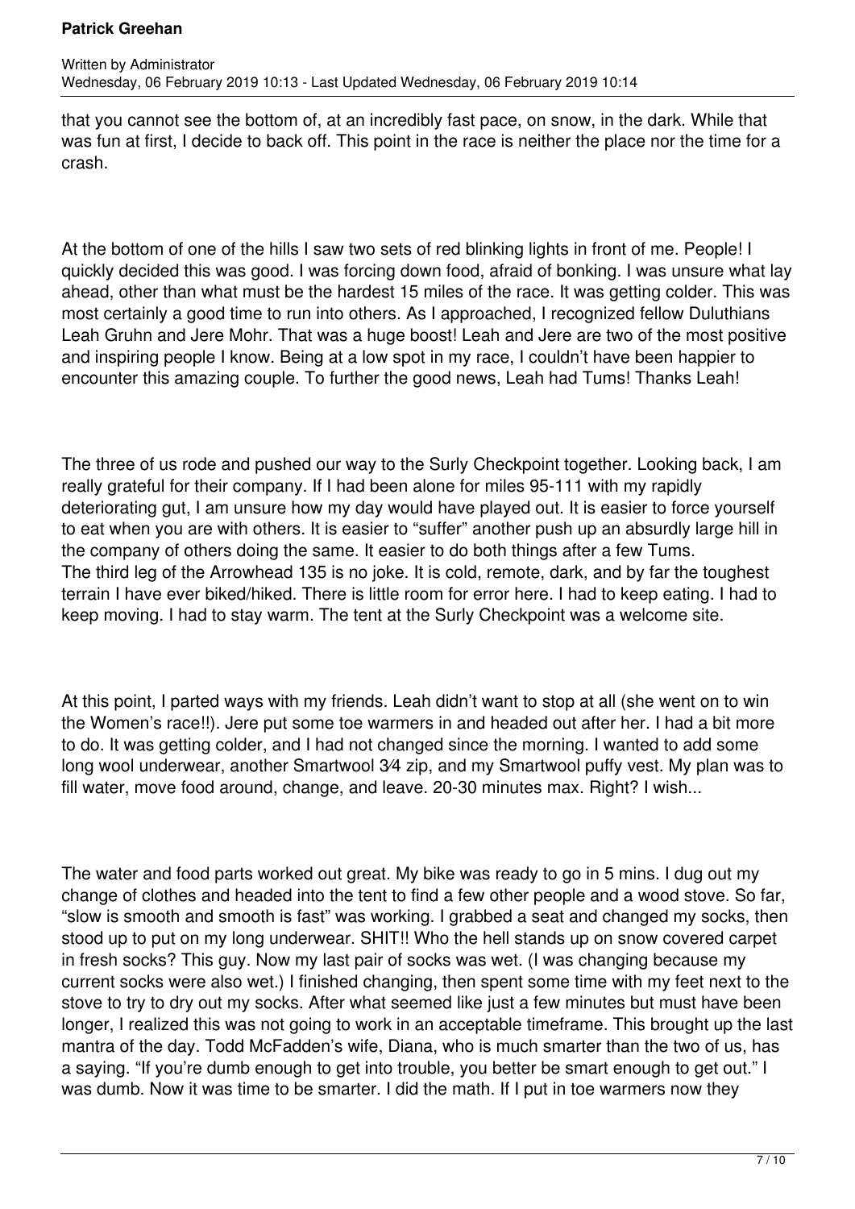that you cannot see the bottom of, at an incredibly fast pace, on snow, in the dark. While that was fun at first, I decide to back off. This point in the race is neither the place nor the time for a crash.

At the bottom of one of the hills I saw two sets of red blinking lights in front of me. People! I quickly decided this was good. I was forcing down food, afraid of bonking. I was unsure what lay ahead, other than what must be the hardest 15 miles of the race. It was getting colder. This was most certainly a good time to run into others. As I approached, I recognized fellow Duluthians Leah Gruhn and Jere Mohr. That was a huge boost! Leah and Jere are two of the most positive and inspiring people I know. Being at a low spot in my race, I couldn't have been happier to encounter this amazing couple. To further the good news, Leah had Tums! Thanks Leah!

The three of us rode and pushed our way to the Surly Checkpoint together. Looking back, I am really grateful for their company. If I had been alone for miles 95-111 with my rapidly deteriorating gut, I am unsure how my day would have played out. It is easier to force yourself to eat when you are with others. It is easier to "suffer" another push up an absurdly large hill in the company of others doing the same. It easier to do both things after a few Tums.
The third leg of the Arrowhead 135 is no joke. It is cold, remote, dark, and by far the toughest terrain I have ever biked/hiked. There is little room for error here. I had to keep eating. I had to keep moving. I had to stay warm. The tent at the Surly Checkpoint was a welcome site.

At this point, I parted ways with my friends. Leah didn't want to stop at all (she went on to win the Women's race!!). Jere put some toe warmers in and headed out after her. I had a bit more to do. It was getting colder, and I had not changed since the morning. I wanted to add some long wool underwear, another Smartwool 3⁄4 zip, and my Smartwool puffy vest. My plan was to fill water, move food around, change, and leave. 20-30 minutes max. Right? I wish...

The water and food parts worked out great. My bike was ready to go in 5 mins. I dug out my change of clothes and headed into the tent to find a few other people and a wood stove. So far, "slow is smooth and smooth is fast" was working. I grabbed a seat and changed my socks, then stood up to put on my long underwear. SHIT!! Who the hell stands up on snow covered carpet in fresh socks? This guy. Now my last pair of socks was wet. (I was changing because my current socks were also wet.) I finished changing, then spent some time with my feet next to the stove to try to dry out my socks. After what seemed like just a few minutes but must have been longer, I realized this was not going to work in an acceptable timeframe. This brought up the last mantra of the day. Todd McFadden's wife, Diana, who is much smarter than the two of us, has a saying. "If you're dumb enough to get into trouble, you better be smart enough to get out." I was dumb. Now it was time to be smarter. I did the math. If I put in toe warmers now they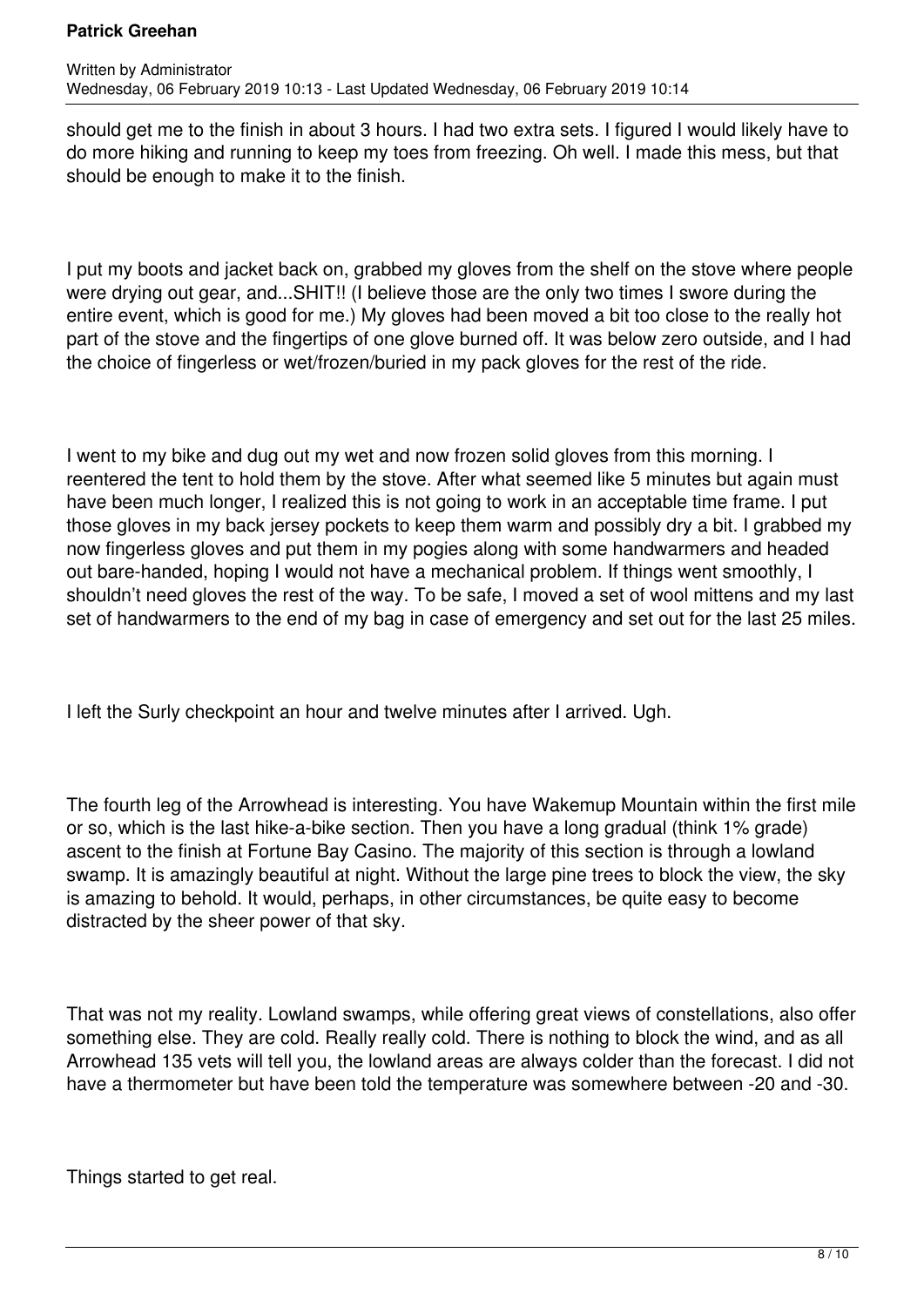should get me to the finish in about 3 hours. I had two extra sets. I figured I would likely have to do more hiking and running to keep my toes from freezing. Oh well. I made this mess, but that should be enough to make it to the finish.

I put my boots and jacket back on, grabbed my gloves from the shelf on the stove where people were drying out gear, and...SHIT!! (I believe those are the only two times I swore during the entire event, which is good for me.) My gloves had been moved a bit too close to the really hot part of the stove and the fingertips of one glove burned off. It was below zero outside, and I had the choice of fingerless or wet/frozen/buried in my pack gloves for the rest of the ride.

I went to my bike and dug out my wet and now frozen solid gloves from this morning. I reentered the tent to hold them by the stove. After what seemed like 5 minutes but again must have been much longer, I realized this is not going to work in an acceptable time frame. I put those gloves in my back jersey pockets to keep them warm and possibly dry a bit. I grabbed my now fingerless gloves and put them in my pogies along with some handwarmers and headed out bare-handed, hoping I would not have a mechanical problem. If things went smoothly, I shouldn't need gloves the rest of the way. To be safe, I moved a set of wool mittens and my last set of handwarmers to the end of my bag in case of emergency and set out for the last 25 miles.

I left the Surly checkpoint an hour and twelve minutes after I arrived. Ugh.

The fourth leg of the Arrowhead is interesting. You have Wakemup Mountain within the first mile or so, which is the last hike-a-bike section. Then you have a long gradual (think 1% grade) ascent to the finish at Fortune Bay Casino. The majority of this section is through a lowland swamp. It is amazingly beautiful at night. Without the large pine trees to block the view, the sky is amazing to behold. It would, perhaps, in other circumstances, be quite easy to become distracted by the sheer power of that sky.

That was not my reality. Lowland swamps, while offering great views of constellations, also offer something else. They are cold. Really really cold. There is nothing to block the wind, and as all Arrowhead 135 vets will tell you, the lowland areas are always colder than the forecast. I did not have a thermometer but have been told the temperature was somewhere between -20 and -30.

Things started to get real.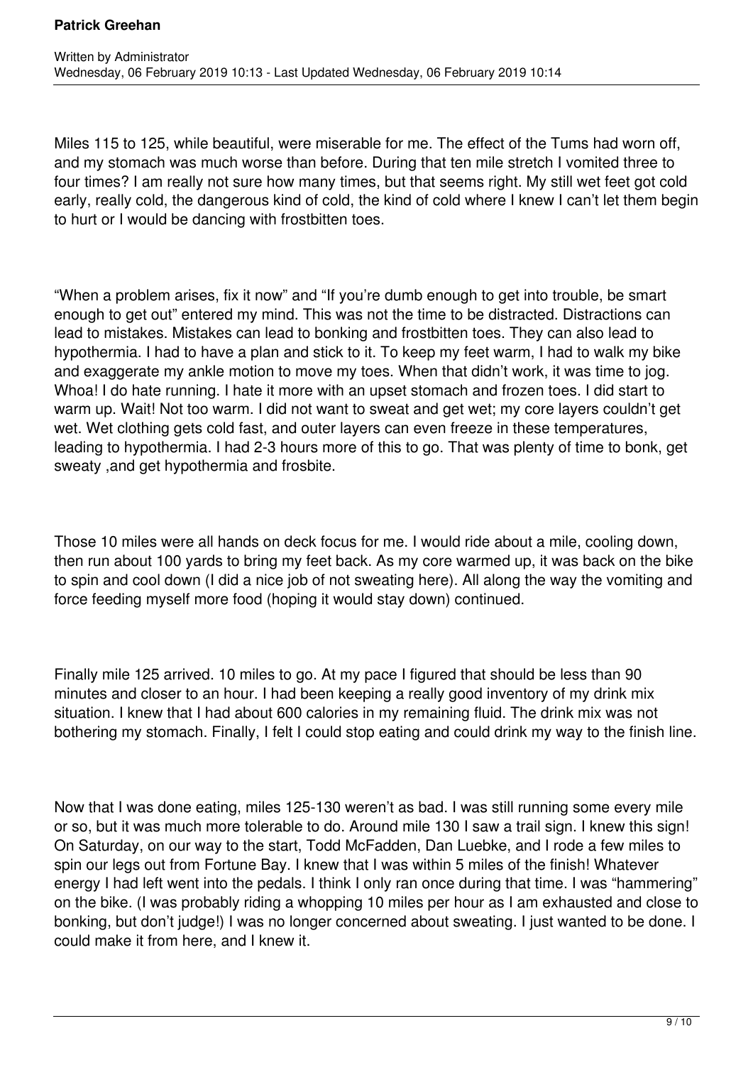Miles 115 to 125, while beautiful, were miserable for me. The effect of the Tums had worn off, and my stomach was much worse than before. During that ten mile stretch I vomited three to four times? I am really not sure how many times, but that seems right. My still wet feet got cold early, really cold, the dangerous kind of cold, the kind of cold where I knew I can't let them begin to hurt or I would be dancing with frostbitten toes.

"When a problem arises, fix it now" and "If you're dumb enough to get into trouble, be smart enough to get out" entered my mind. This was not the time to be distracted. Distractions can lead to mistakes. Mistakes can lead to bonking and frostbitten toes. They can also lead to hypothermia. I had to have a plan and stick to it. To keep my feet warm, I had to walk my bike and exaggerate my ankle motion to move my toes. When that didn't work, it was time to jog. Whoa! I do hate running. I hate it more with an upset stomach and frozen toes. I did start to warm up. Wait! Not too warm. I did not want to sweat and get wet; my core layers couldn't get wet. Wet clothing gets cold fast, and outer layers can even freeze in these temperatures, leading to hypothermia. I had 2-3 hours more of this to go. That was plenty of time to bonk, get sweaty ,and get hypothermia and frosbite.

Those 10 miles were all hands on deck focus for me. I would ride about a mile, cooling down, then run about 100 yards to bring my feet back. As my core warmed up, it was back on the bike to spin and cool down (I did a nice job of not sweating here). All along the way the vomiting and force feeding myself more food (hoping it would stay down) continued.

Finally mile 125 arrived. 10 miles to go. At my pace I figured that should be less than 90 minutes and closer to an hour. I had been keeping a really good inventory of my drink mix situation. I knew that I had about 600 calories in my remaining fluid. The drink mix was not bothering my stomach. Finally, I felt I could stop eating and could drink my way to the finish line.

Now that I was done eating, miles 125-130 weren't as bad. I was still running some every mile or so, but it was much more tolerable to do. Around mile 130 I saw a trail sign. I knew this sign! On Saturday, on our way to the start, Todd McFadden, Dan Luebke, and I rode a few miles to spin our legs out from Fortune Bay. I knew that I was within 5 miles of the finish! Whatever energy I had left went into the pedals. I think I only ran once during that time. I was "hammering" on the bike. (I was probably riding a whopping 10 miles per hour as I am exhausted and close to bonking, but don't judge!) I was no longer concerned about sweating. I just wanted to be done. I could make it from here, and I knew it.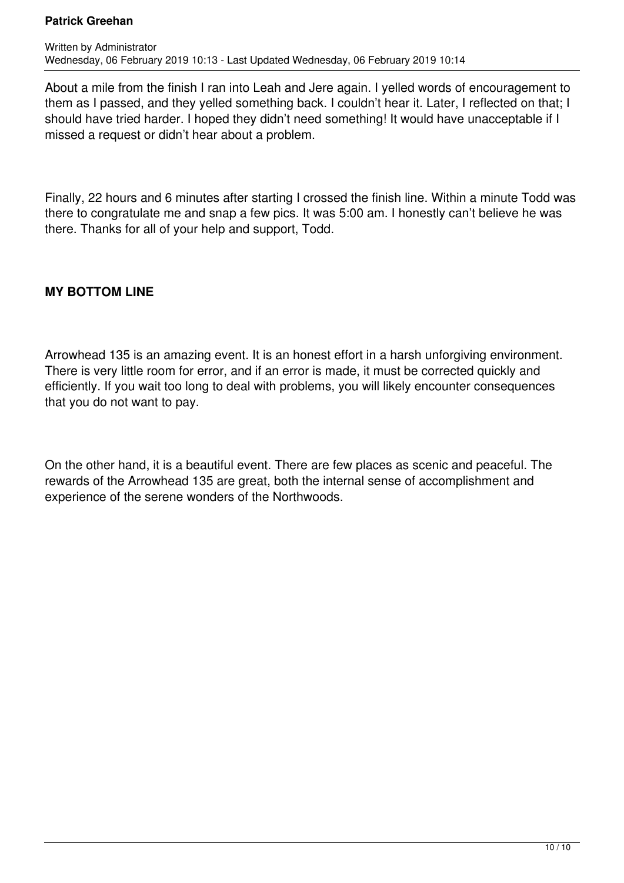About a mile from the finish I ran into Leah and Jere again. I yelled words of encouragement to them as I passed, and they yelled something back. I couldn't hear it. Later, I reflected on that; I should have tried harder. I hoped they didn't need something! It would have unacceptable if I missed a request or didn't hear about a problem.

Finally, 22 hours and 6 minutes after starting I crossed the finish line. Within a minute Todd was there to congratulate me and snap a few pics. It was 5:00 am. I honestly can't believe he was there. Thanks for all of your help and support, Todd.

**MY BOTTOM LINE**

Arrowhead 135 is an amazing event. It is an honest effort in a harsh unforgiving environment. There is very little room for error, and if an error is made, it must be corrected quickly and efficiently. If you wait too long to deal with problems, you will likely encounter consequences that you do not want to pay.

On the other hand, it is a beautiful event. There are few places as scenic and peaceful. The rewards of the Arrowhead 135 are great, both the internal sense of accomplishment and experience of the serene wonders of the Northwoods.